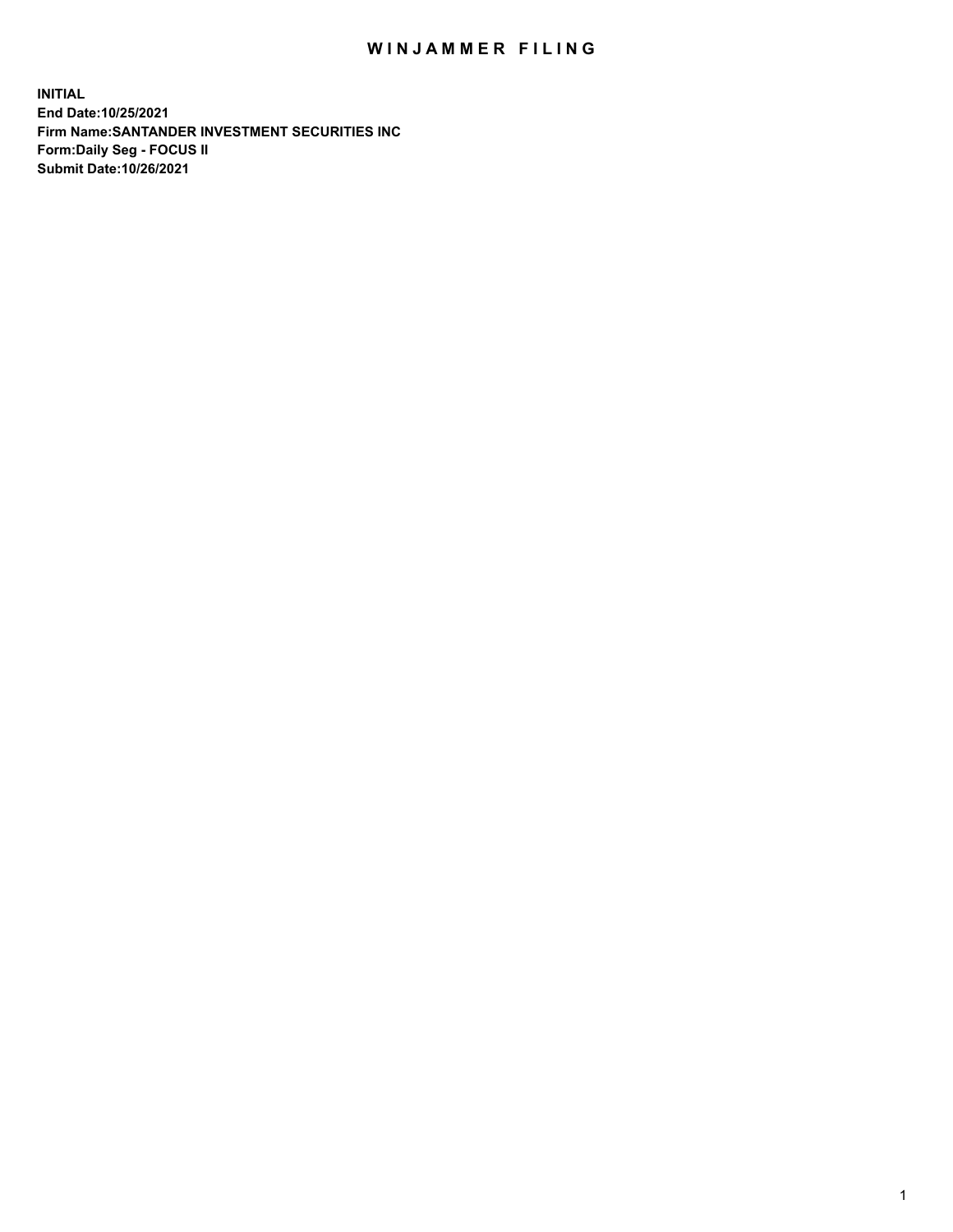# WINJAMMER FILING

**INITIAL**
**End Date:10/25/2021**
**Firm Name:SANTANDER INVESTMENT SECURITIES INC**
**Form:Daily Seg - FOCUS II**
**Submit Date:10/26/2021**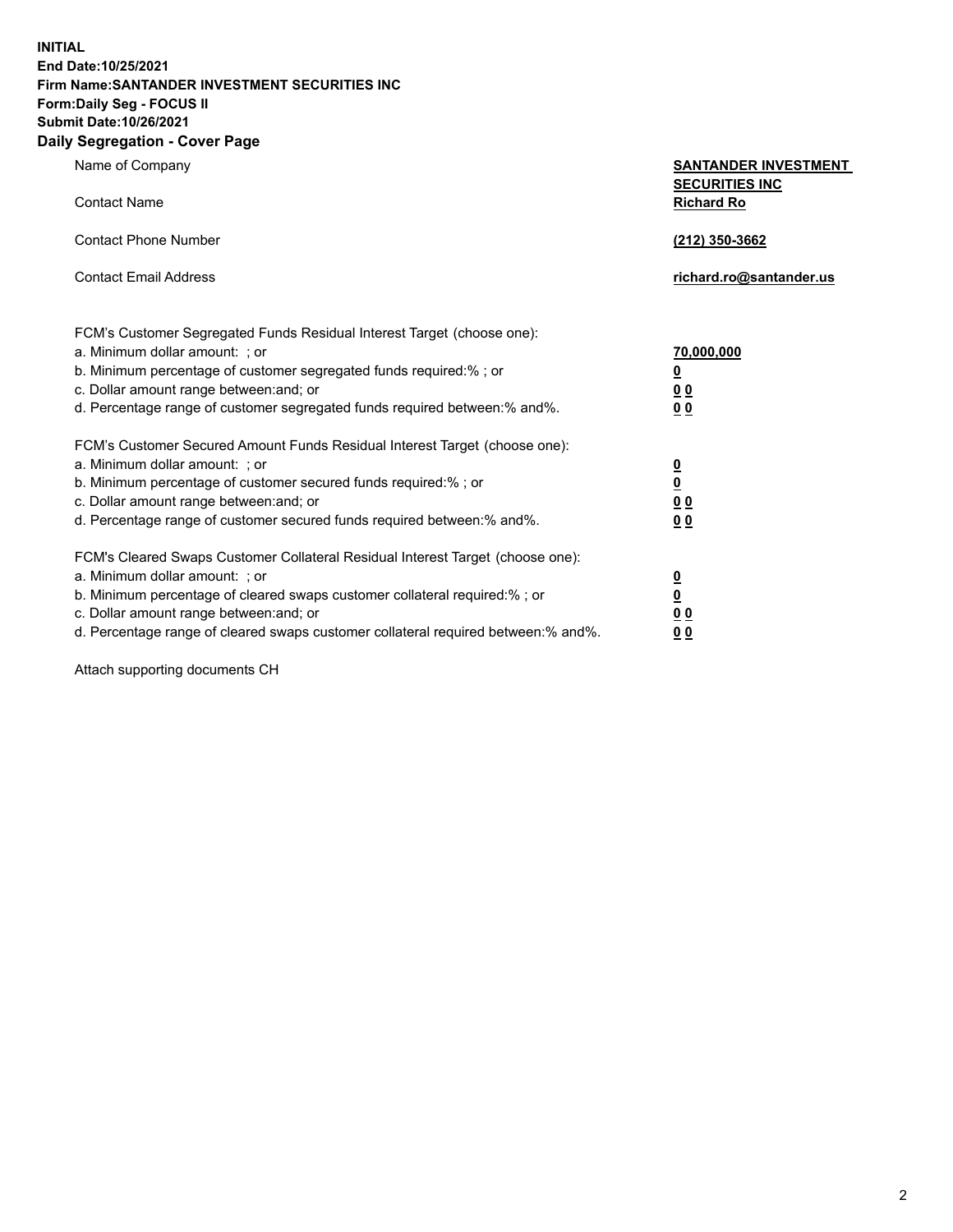**INITIAL**
**End Date:10/25/2021**
**Firm Name:SANTANDER INVESTMENT SECURITIES INC**
**Form:Daily Seg - FOCUS II**
**Submit Date:10/26/2021**

## Daily Segregation - Cover Page

| | |
|---|---|
| Name of Company | **SANTANDER INVESTMENT SECURITIES INC** |
| Contact Name | **Richard Ro** |
| Contact Phone Number | **(212) 350-3662** |
| Contact Email Address | **richard.ro@santander.us** |

| | |
|---|---|
| FCM's Customer Segregated Funds Residual Interest Target (choose one): | |
| a. Minimum dollar amount: ; or | **70,000,000** |
| b. Minimum percentage of customer segregated funds required:% ; or | **0** |
| c. Dollar amount range between:and; or | **0 0** |
| d. Percentage range of customer segregated funds required between:% and%. | **0 0** |
| FCM's Customer Secured Amount Funds Residual Interest Target (choose one): | |
| a. Minimum dollar amount: ; or | **0** |
| b. Minimum percentage of customer secured funds required:% ; or | **0** |
| c. Dollar amount range between:and; or | **0 0** |
| d. Percentage range of customer secured funds required between:% and%. | **0 0** |
| FCM's Cleared Swaps Customer Collateral Residual Interest Target (choose one): | |
| a. Minimum dollar amount: ; or | **0** |
| b. Minimum percentage of cleared swaps customer collateral required:% ; or | **0** |
| c. Dollar amount range between:and; or | **0 0** |
| d. Percentage range of cleared swaps customer collateral required between:% and%. | **0 0** |

Attach supporting documents CH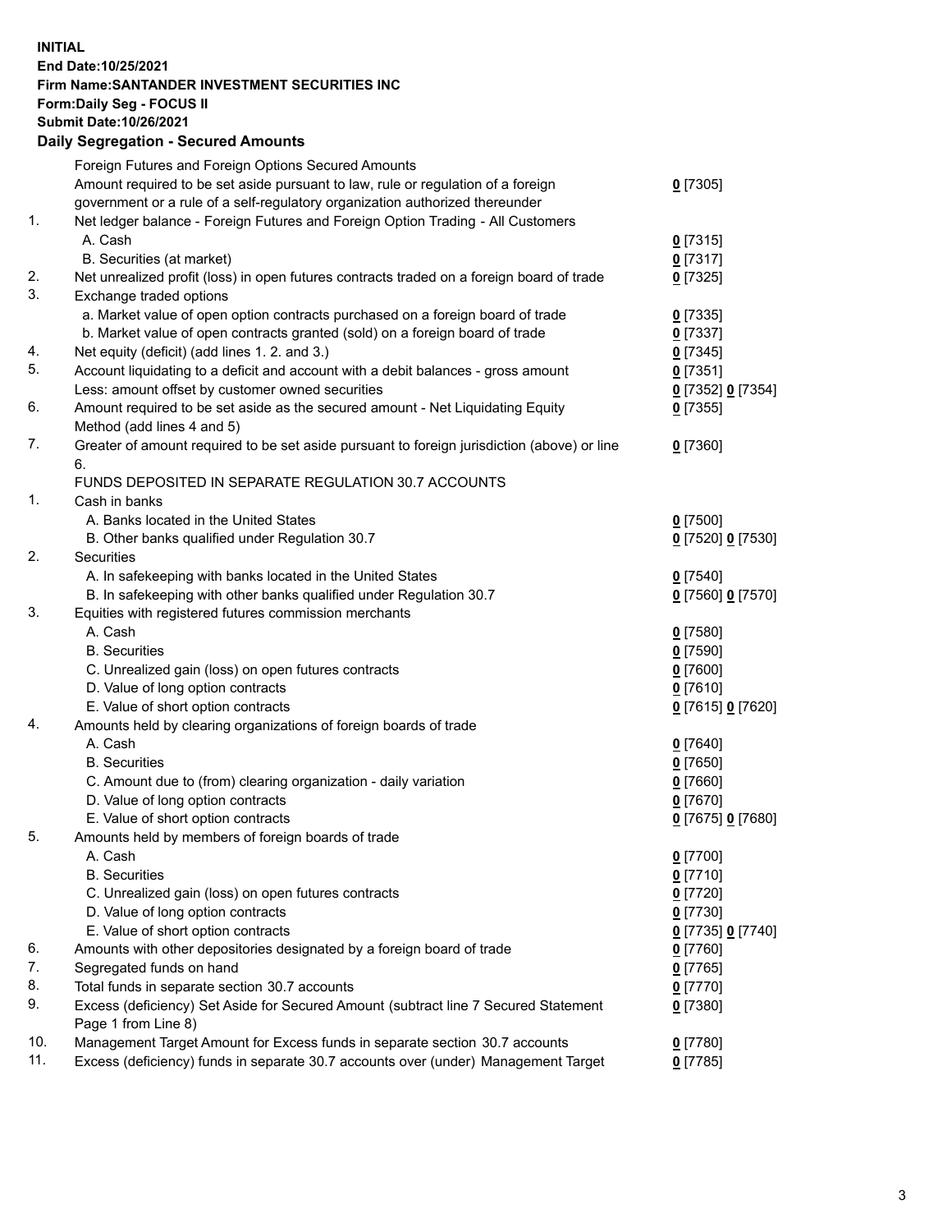**INITIAL**
**End Date:10/25/2021**
**Firm Name:SANTANDER INVESTMENT SECURITIES INC**
**Form:Daily Seg - FOCUS II**
**Submit Date:10/26/2021**

## Daily Segregation - Secured Amounts

| | | |
|---|---|---|
| | Foreign Futures and Foreign Options Secured Amounts | |
| | Amount required to be set aside pursuant to law, rule or regulation of a foreign government or a rule of a self-regulatory organization authorized thereunder | 0 [7305] |
| 1. | Net ledger balance - Foreign Futures and Foreign Option Trading - All Customers | |
| | A. Cash | 0 [7315] |
| | B. Securities (at market) | 0 [7317] |
| 2. | Net unrealized profit (loss) in open futures contracts traded on a foreign board of trade | 0 [7325] |
| 3. | Exchange traded options | |
| | a. Market value of open option contracts purchased on a foreign board of trade | 0 [7335] |
| | b. Market value of open contracts granted (sold) on a foreign board of trade | 0 [7337] |
| 4. | Net equity (deficit) (add lines 1. 2. and 3.) | 0 [7345] |
| 5. | Account liquidating to a deficit and account with a debit balances - gross amount | 0 [7351] |
| | Less: amount offset by customer owned securities | 0 [7352] 0 [7354] |
| 6. | Amount required to be set aside as the secured amount - Net Liquidating Equity Method (add lines 4 and 5) | 0 [7355] |
| 7. | Greater of amount required to be set aside pursuant to foreign jurisdiction (above) or line 6. | 0 [7360] |
| | FUNDS DEPOSITED IN SEPARATE REGULATION 30.7 ACCOUNTS | |
| 1. | Cash in banks | |
| | A. Banks located in the United States | 0 [7500] |
| | B. Other banks qualified under Regulation 30.7 | 0 [7520] 0 [7530] |
| 2. | Securities | |
| | A. In safekeeping with banks located in the United States | 0 [7540] |
| | B. In safekeeping with other banks qualified under Regulation 30.7 | 0 [7560] 0 [7570] |
| 3. | Equities with registered futures commission merchants | |
| | A. Cash | 0 [7580] |
| | B. Securities | 0 [7590] |
| | C. Unrealized gain (loss) on open futures contracts | 0 [7600] |
| | D. Value of long option contracts | 0 [7610] |
| | E. Value of short option contracts | 0 [7615] 0 [7620] |
| 4. | Amounts held by clearing organizations of foreign boards of trade | |
| | A. Cash | 0 [7640] |
| | B. Securities | 0 [7650] |
| | C. Amount due to (from) clearing organization - daily variation | 0 [7660] |
| | D. Value of long option contracts | 0 [7670] |
| | E. Value of short option contracts | 0 [7675] 0 [7680] |
| 5. | Amounts held by members of foreign boards of trade | |
| | A. Cash | 0 [7700] |
| | B. Securities | 0 [7710] |
| | C. Unrealized gain (loss) on open futures contracts | 0 [7720] |
| | D. Value of long option contracts | 0 [7730] |
| | E. Value of short option contracts | 0 [7735] 0 [7740] |
| 6. | Amounts with other depositories designated by a foreign board of trade | 0 [7760] |
| 7. | Segregated funds on hand | 0 [7765] |
| 8. | Total funds in separate section 30.7 accounts | 0 [7770] |
| 9. | Excess (deficiency) Set Aside for Secured Amount (subtract line 7 Secured Statement Page 1 from Line 8) | 0 [7380] |
| 10. | Management Target Amount for Excess funds in separate section 30.7 accounts | 0 [7780] |
| 11. | Excess (deficiency) funds in separate 30.7 accounts over (under) Management Target | 0 [7785] |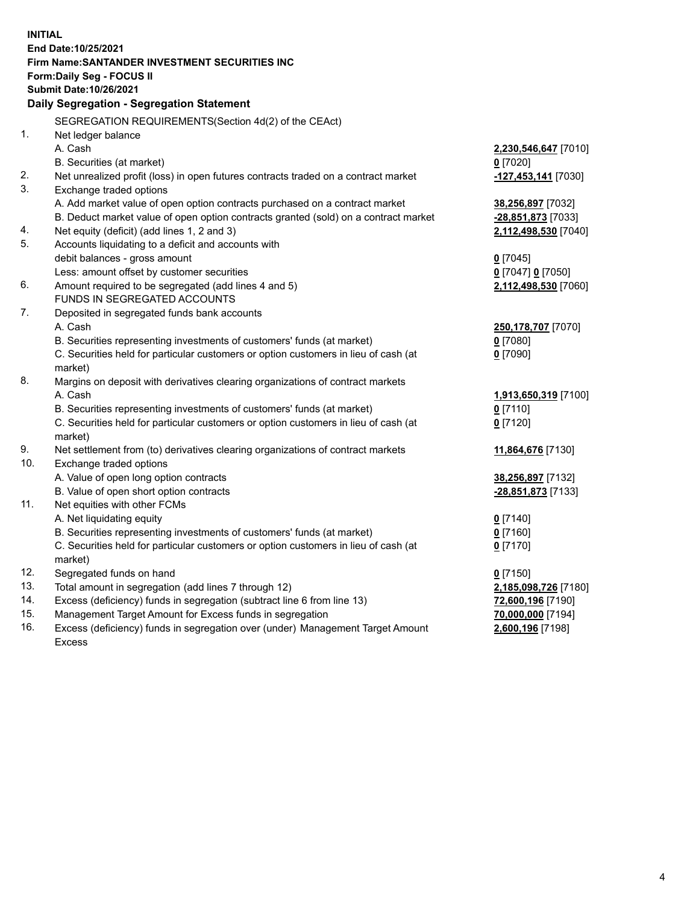**INITIAL**
**End Date:10/25/2021**
**Firm Name:SANTANDER INVESTMENT SECURITIES INC**
**Form:Daily Seg - FOCUS II**
**Submit Date:10/26/2021**

### Daily Segregation - Segregation Statement

| | | |
|---|---|---|
| | SEGREGATION REQUIREMENTS(Section 4d(2) of the CEAct) | |
| 1. | Net ledger balance | |
| | A. Cash | **2,230,546,647** [7010] |
| | B. Securities (at market) | **0** [7020] |
| 2. | Net unrealized profit (loss) in open futures contracts traded on a contract market | **-127,453,141** [7030] |
| 3. | Exchange traded options | |
| | A. Add market value of open option contracts purchased on a contract market | **38,256,897** [7032] |
| | B. Deduct market value of open option contracts granted (sold) on a contract market | **-28,851,873** [7033] |
| 4. | Net equity (deficit) (add lines 1, 2 and 3) | **2,112,498,530** [7040] |
| 5. | Accounts liquidating to a deficit and accounts with | |
| | debit balances - gross amount | **0** [7045] |
| | Less: amount offset by customer securities | **0** [7047] **0** [7050] |
| 6. | Amount required to be segregated (add lines 4 and 5) | **2,112,498,530** [7060] |
| | FUNDS IN SEGREGATED ACCOUNTS | |
| 7. | Deposited in segregated funds bank accounts | |
| | A. Cash | **250,178,707** [7070] |
| | B. Securities representing investments of customers' funds (at market) | **0** [7080] |
| | C. Securities held for particular customers or option customers in lieu of cash (at market) | **0** [7090] |
| 8. | Margins on deposit with derivatives clearing organizations of contract markets | |
| | A. Cash | **1,913,650,319** [7100] |
| | B. Securities representing investments of customers' funds (at market) | **0** [7110] |
| | C. Securities held for particular customers or option customers in lieu of cash (at market) | **0** [7120] |
| 9. | Net settlement from (to) derivatives clearing organizations of contract markets | **11,864,676** [7130] |
| 10. | Exchange traded options | |
| | A. Value of open long option contracts | **38,256,897** [7132] |
| | B. Value of open short option contracts | **-28,851,873** [7133] |
| 11. | Net equities with other FCMs | |
| | A. Net liquidating equity | **0** [7140] |
| | B. Securities representing investments of customers' funds (at market) | **0** [7160] |
| | C. Securities held for particular customers or option customers in lieu of cash (at market) | **0** [7170] |
| 12. | Segregated funds on hand | **0** [7150] |
| 13. | Total amount in segregation (add lines 7 through 12) | **2,185,098,726** [7180] |
| 14. | Excess (deficiency) funds in segregation (subtract line 6 from line 13) | **72,600,196** [7190] |
| 15. | Management Target Amount for Excess funds in segregation | **70,000,000** [7194] |
| 16. | Excess (deficiency) funds in segregation over (under) Management Target Amount Excess | **2,600,196** [7198] |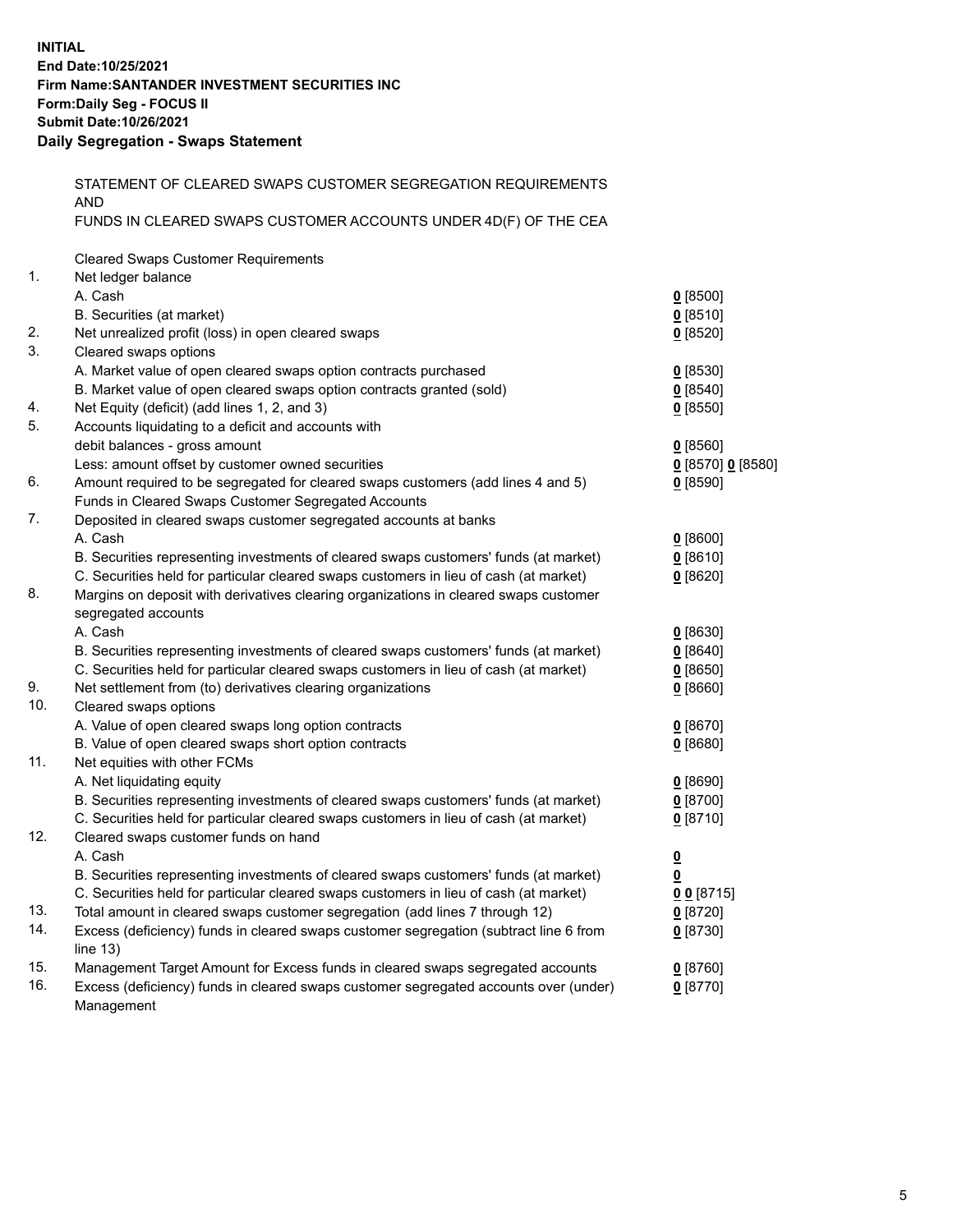**INITIAL**
**End Date:10/25/2021**
**Firm Name:SANTANDER INVESTMENT SECURITIES INC**
**Form:Daily Seg - FOCUS II**
**Submit Date:10/26/2021**
**Daily Segregation - Swaps Statement**

STATEMENT OF CLEARED SWAPS CUSTOMER SEGREGATION REQUIREMENTS AND FUNDS IN CLEARED SWAPS CUSTOMER ACCOUNTS UNDER 4D(F) OF THE CEA

| | | |
|---|---|---|
| | Cleared Swaps Customer Requirements | |
| 1. | Net ledger balance | |
| | A. Cash | 0 [8500] |
| | B. Securities (at market) | 0 [8510] |
| 2. | Net unrealized profit (loss) in open cleared swaps | 0 [8520] |
| 3. | Cleared swaps options | |
| | A. Market value of open cleared swaps option contracts purchased | 0 [8530] |
| | B. Market value of open cleared swaps option contracts granted (sold) | 0 [8540] |
| 4. | Net Equity (deficit) (add lines 1, 2, and 3) | 0 [8550] |
| 5. | Accounts liquidating to a deficit and accounts with | |
| | debit balances - gross amount | 0 [8560] |
| | Less: amount offset by customer owned securities | 0 [8570] 0 [8580] |
| 6. | Amount required to be segregated for cleared swaps customers (add lines 4 and 5) | 0 [8590] |
| | Funds in Cleared Swaps Customer Segregated Accounts | |
| 7. | Deposited in cleared swaps customer segregated accounts at banks | |
| | A. Cash | 0 [8600] |
| | B. Securities representing investments of cleared swaps customers' funds (at market) | 0 [8610] |
| | C. Securities held for particular cleared swaps customers in lieu of cash (at market) | 0 [8620] |
| 8. | Margins on deposit with derivatives clearing organizations in cleared swaps customer segregated accounts | |
| | A. Cash | 0 [8630] |
| | B. Securities representing investments of cleared swaps customers' funds (at market) | 0 [8640] |
| | C. Securities held for particular cleared swaps customers in lieu of cash (at market) | 0 [8650] |
| 9. | Net settlement from (to) derivatives clearing organizations | 0 [8660] |
| 10. | Cleared swaps options | |
| | A. Value of open cleared swaps long option contracts | 0 [8670] |
| | B. Value of open cleared swaps short option contracts | 0 [8680] |
| 11. | Net equities with other FCMs | |
| | A. Net liquidating equity | 0 [8690] |
| | B. Securities representing investments of cleared swaps customers' funds (at market) | 0 [8700] |
| | C. Securities held for particular cleared swaps customers in lieu of cash (at market) | 0 [8710] |
| 12. | Cleared swaps customer funds on hand | |
| | A. Cash | 0 |
| | B. Securities representing investments of cleared swaps customers' funds (at market) | 0 |
| | C. Securities held for particular cleared swaps customers in lieu of cash (at market) | 0 0 [8715] |
| 13. | Total amount in cleared swaps customer segregation (add lines 7 through 12) | 0 [8720] |
| 14. | Excess (deficiency) funds in cleared swaps customer segregation (subtract line 6 from line 13) | 0 [8730] |
| 15. | Management Target Amount for Excess funds in cleared swaps segregated accounts | 0 [8760] |
| 16. | Excess (deficiency) funds in cleared swaps customer segregated accounts over (under) Management | 0 [8770] |